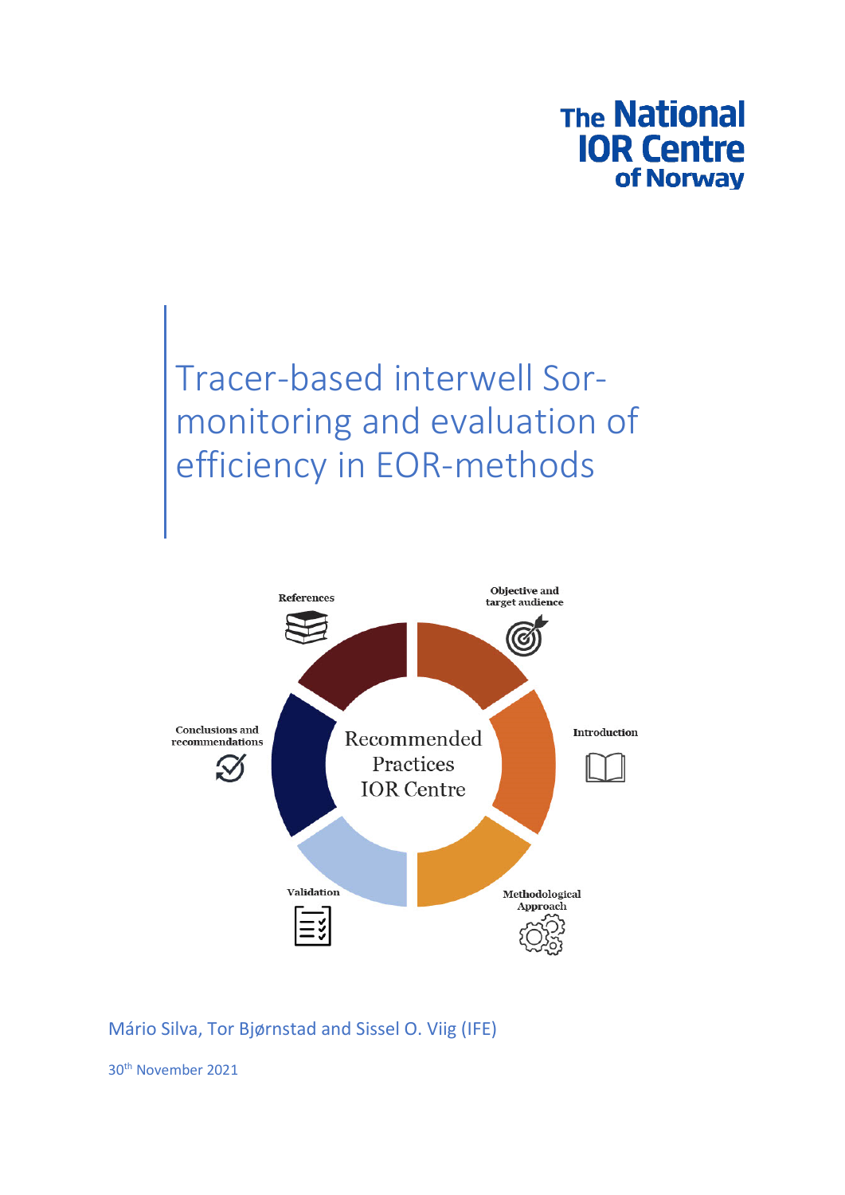The National IOR Centre of Norway

# Tracer-based interwell Sor-monitoring and evaluation of efficiency in EOR-methods

References

Objective and target audience

Introduction

Methodological Approach

Validation

Conclusions and recommendations

Recommended Practices IOR Centre

Mário Silva, Tor Bjørnstad and Sissel O. Viig (IFE)

30th November 2021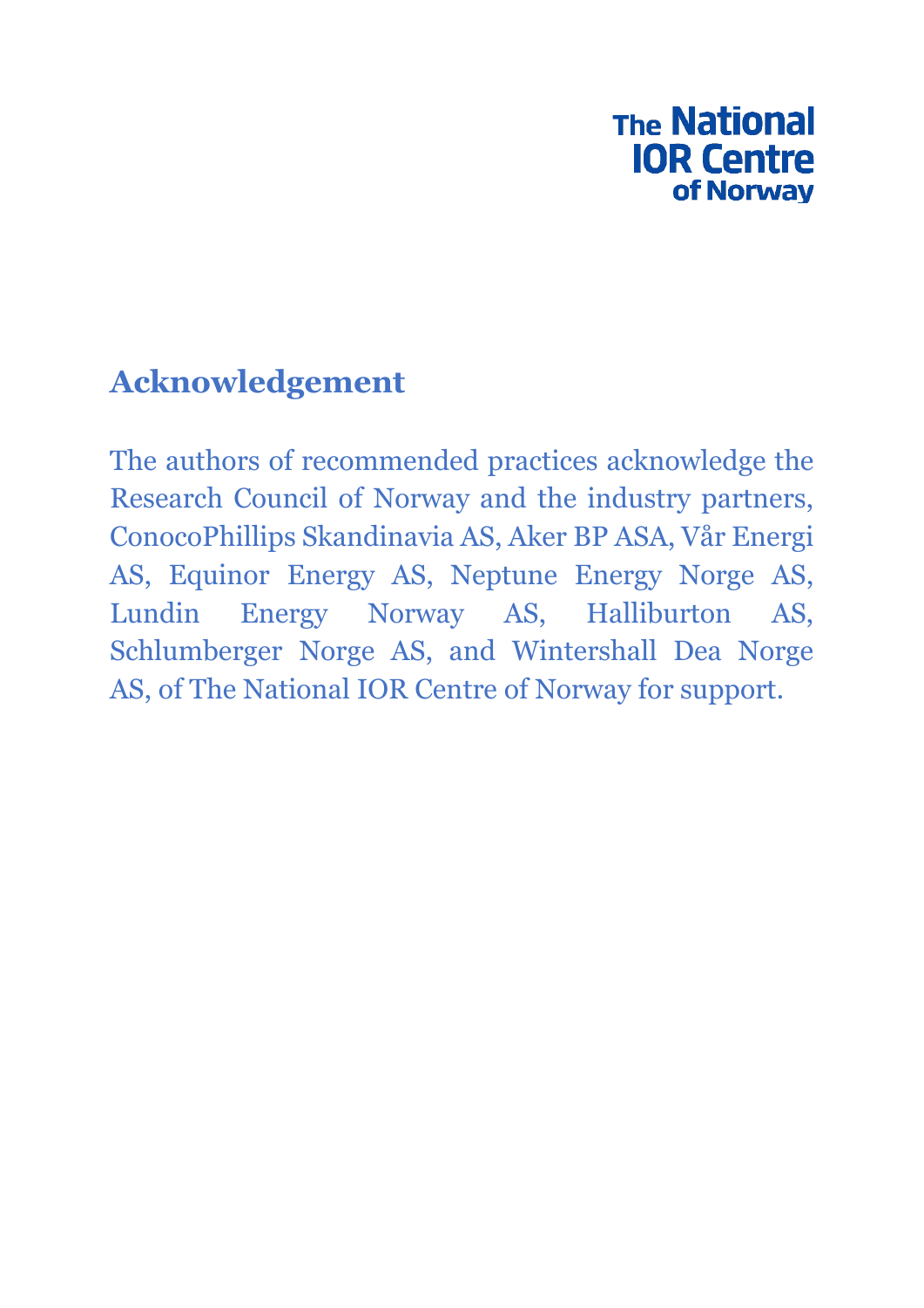The National IOR Centre of Norway

## Acknowledgement

The authors of recommended practices acknowledge the Research Council of Norway and the industry partners, ConocoPhillips Skandinavia AS, Aker BP ASA, Vår Energi AS, Equinor Energy AS, Neptune Energy Norge AS, Lundin Energy Norway AS, Halliburton AS, Schlumberger Norge AS, and Wintershall Dea Norge AS, of The National IOR Centre of Norway for support.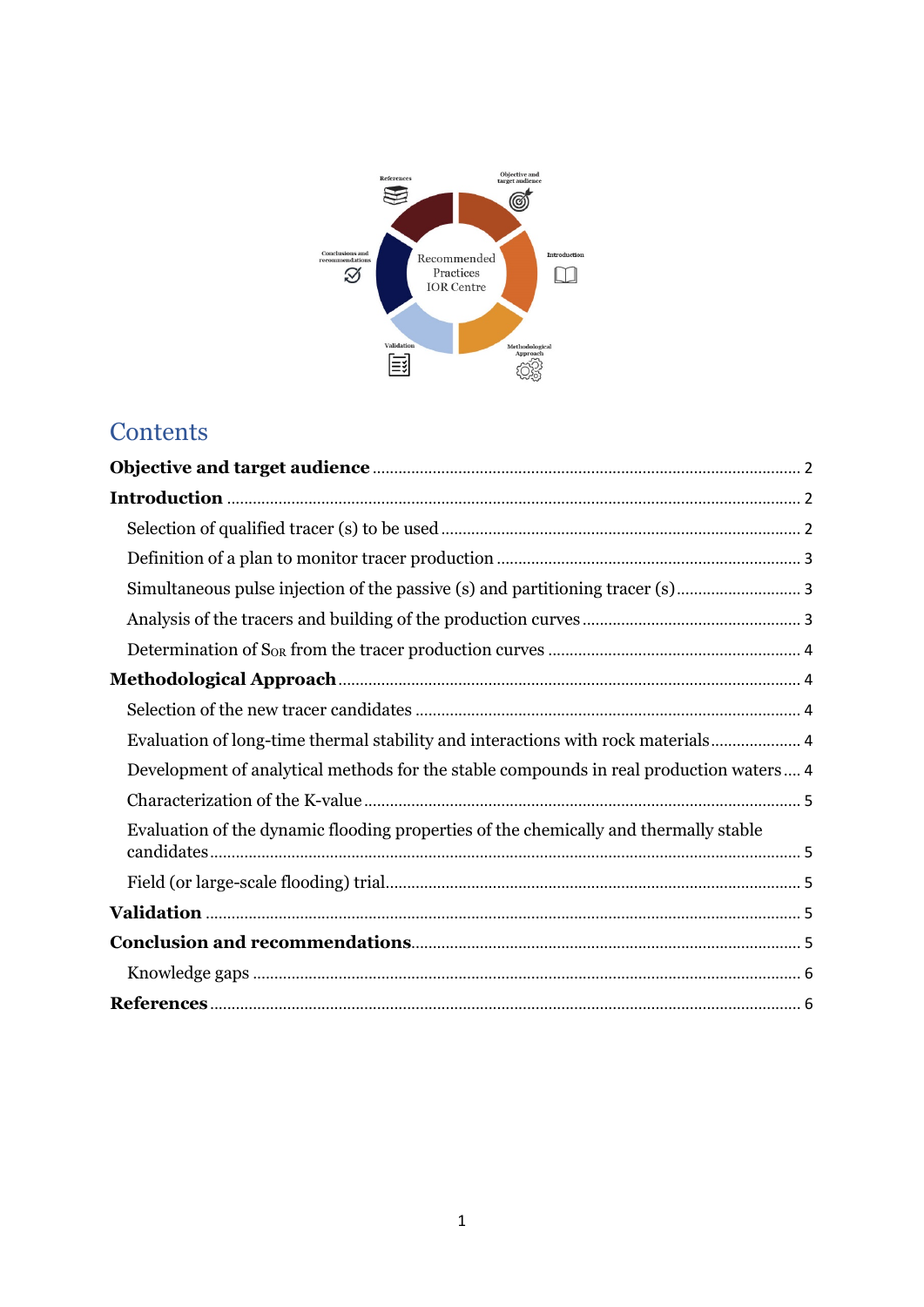# Contents

**Objective and target audience** ........................................................................................ 2

**Introduction** ........................................................................................................ 2

Selection of qualified tracer (s) to be used ........................................................................ 2

Definition of a plan to monitor tracer production ............................................................... 3

Simultaneous pulse injection of the passive (s) and partitioning tracer (s) ............................ 3

Analysis of the tracers and building of the production curves ............................................. 3

Determination of $S_{OR}$ from the tracer production curves .................................................... 4

**Methodological Approach** ........................................................................................ 4

Selection of the new tracer candidates ................................................................................. 4

Evaluation of long-time thermal stability and interactions with rock materials ..................... 4

Development of analytical methods for the stable compounds in real production waters .... 4

Characterization of the K-value ........................................................................................... 5

Evaluation of the dynamic flooding properties of the chemically and thermally stable candidates ........................................................................................................................ 5

Field (or large-scale flooding) trial ........................................................................................ 5

**Validation** ............................................................................................................. 5

**Conclusion and recommendations** ............................................................................. 5

Knowledge gaps .................................................................................................................. 6

**References** ............................................................................................................ 6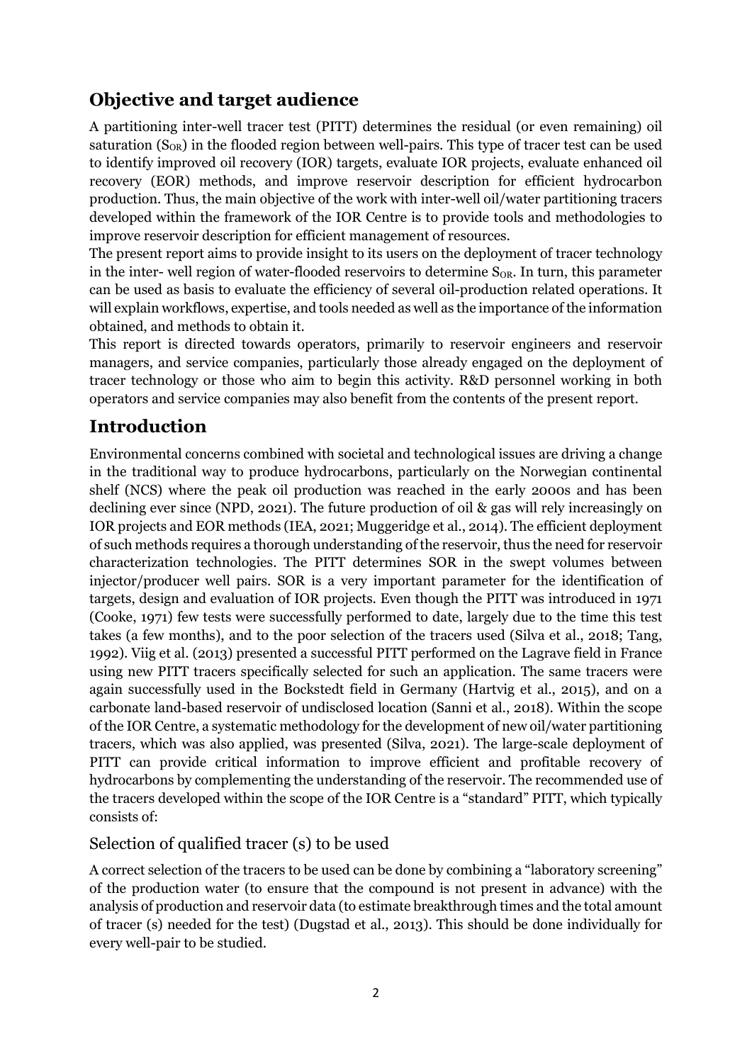## Objective and target audience

A partitioning inter-well tracer test (PITT) determines the residual (or even remaining) oil saturation ($S_{OR}$) in the flooded region between well-pairs. This type of tracer test can be used to identify improved oil recovery (IOR) targets, evaluate IOR projects, evaluate enhanced oil recovery (EOR) methods, and improve reservoir description for efficient hydrocarbon production. Thus, the main objective of the work with inter-well oil/water partitioning tracers developed within the framework of the IOR Centre is to provide tools and methodologies to improve reservoir description for efficient management of resources.

The present report aims to provide insight to its users on the deployment of tracer technology in the inter- well region of water-flooded reservoirs to determine $S_{OR}$. In turn, this parameter can be used as basis to evaluate the efficiency of several oil-production related operations. It will explain workflows, expertise, and tools needed as well as the importance of the information obtained, and methods to obtain it.

This report is directed towards operators, primarily to reservoir engineers and reservoir managers, and service companies, particularly those already engaged on the deployment of tracer technology or those who aim to begin this activity. R&D personnel working in both operators and service companies may also benefit from the contents of the present report.

## Introduction

Environmental concerns combined with societal and technological issues are driving a change in the traditional way to produce hydrocarbons, particularly on the Norwegian continental shelf (NCS) where the peak oil production was reached in the early 2000s and has been declining ever since (NPD, 2021). The future production of oil & gas will rely increasingly on IOR projects and EOR methods (IEA, 2021; Muggeridge et al., 2014). The efficient deployment of such methods requires a thorough understanding of the reservoir, thus the need for reservoir characterization technologies. The PITT determines SOR in the swept volumes between injector/producer well pairs. SOR is a very important parameter for the identification of targets, design and evaluation of IOR projects. Even though the PITT was introduced in 1971 (Cooke, 1971) few tests were successfully performed to date, largely due to the time this test takes (a few months), and to the poor selection of the tracers used (Silva et al., 2018; Tang, 1992). Viig et al. (2013) presented a successful PITT performed on the Lagrave field in France using new PITT tracers specifically selected for such an application. The same tracers were again successfully used in the Bockstedt field in Germany (Hartvig et al., 2015), and on a carbonate land-based reservoir of undisclosed location (Sanni et al., 2018). Within the scope of the IOR Centre, a systematic methodology for the development of new oil/water partitioning tracers, which was also applied, was presented (Silva, 2021). The large-scale deployment of PITT can provide critical information to improve efficient and profitable recovery of hydrocarbons by complementing the understanding of the reservoir. The recommended use of the tracers developed within the scope of the IOR Centre is a "standard" PITT, which typically consists of:

### Selection of qualified tracer (s) to be used

A correct selection of the tracers to be used can be done by combining a "laboratory screening" of the production water (to ensure that the compound is not present in advance) with the analysis of production and reservoir data (to estimate breakthrough times and the total amount of tracer (s) needed for the test) (Dugstad et al., 2013). This should be done individually for every well-pair to be studied.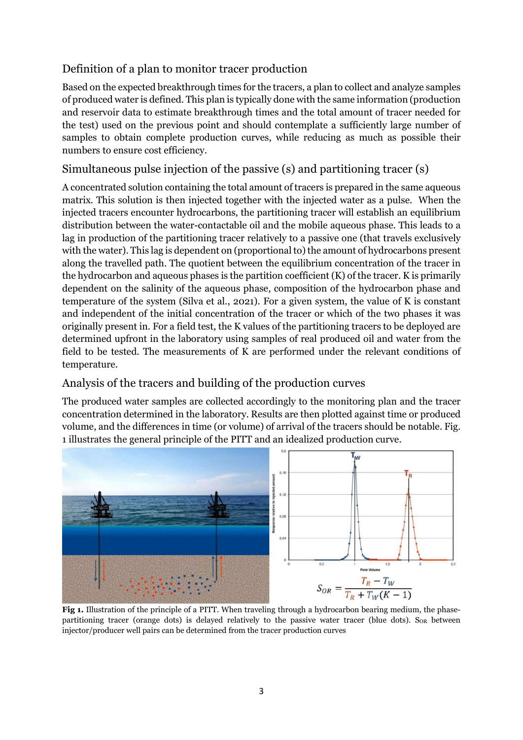## Definition of a plan to monitor tracer production

Based on the expected breakthrough times for the tracers, a plan to collect and analyze samples of produced water is defined. This plan is typically done with the same information (production and reservoir data to estimate breakthrough times and the total amount of tracer needed for the test) used on the previous point and should contemplate a sufficiently large number of samples to obtain complete production curves, while reducing as much as possible their numbers to ensure cost efficiency.

## Simultaneous pulse injection of the passive (s) and partitioning tracer (s)

A concentrated solution containing the total amount of tracers is prepared in the same aqueous matrix. This solution is then injected together with the injected water as a pulse. When the injected tracers encounter hydrocarbons, the partitioning tracer will establish an equilibrium distribution between the water-contactable oil and the mobile aqueous phase. This leads to a lag in production of the partitioning tracer relatively to a passive one (that travels exclusively with the water). This lag is dependent on (proportional to) the amount of hydrocarbons present along the travelled path. The quotient between the equilibrium concentration of the tracer in the hydrocarbon and aqueous phases is the partition coefficient (K) of the tracer. K is primarily dependent on the salinity of the aqueous phase, composition of the hydrocarbon phase and temperature of the system (Silva et al., 2021). For a given system, the value of K is constant and independent of the initial concentration of the tracer or which of the two phases it was originally present in. For a field test, the K values of the partitioning tracers to be deployed are determined upfront in the laboratory using samples of real produced oil and water from the field to be tested. The measurements of K are performed under the relevant conditions of temperature.

## Analysis of the tracers and building of the production curves

The produced water samples are collected accordingly to the monitoring plan and the tracer concentration determined in the laboratory. Results are then plotted against time or produced volume, and the differences in time (or volume) of arrival of the tracers should be notable. Fig. 1 illustrates the general principle of the PITT and an idealized production curve.

$$S_{OR} = \frac{T_R - T_W}{T_R + T_W(K-1)}$$

**Fig 1.** Illustration of the principle of a PITT. When traveling through a hydrocarbon bearing medium, the phase-partitioning tracer (orange dots) is delayed relatively to the passive water tracer (blue dots). $S_{OR}$ between injector/producer well pairs can be determined from the tracer production curves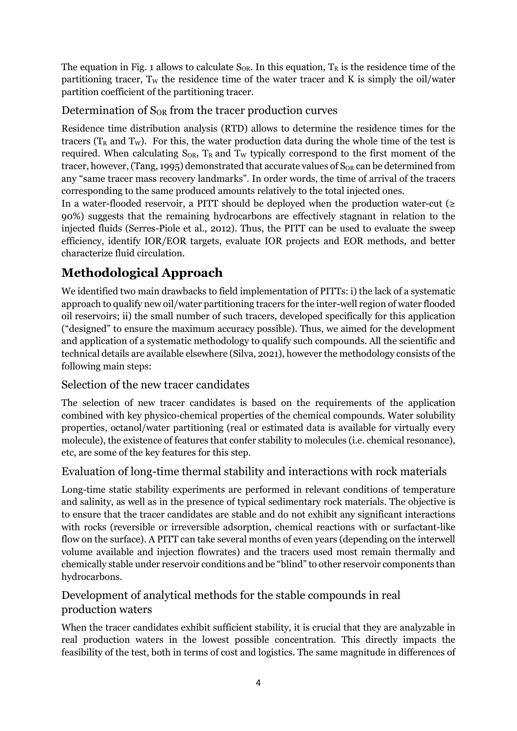The equation in Fig. 1 allows to calculate $S_{OR}$. In this equation, $T_R$ is the residence time of the partitioning tracer, $T_W$ the residence time of the water tracer and K is simply the oil/water partition coefficient of the partitioning tracer.

### Determination of $S_{OR}$ from the tracer production curves

Residence time distribution analysis (RTD) allows to determine the residence times for the tracers ($T_R$ and $T_W$). For this, the water production data during the whole time of the test is required. When calculating $S_{OR}$, $T_R$ and $T_W$ typically correspond to the first moment of the tracer, however, (Tang, 1995) demonstrated that accurate values of $S_{OR}$ can be determined from any "same tracer mass recovery landmarks". In order words, the time of arrival of the tracers corresponding to the same produced amounts relatively to the total injected ones.

In a water-flooded reservoir, a PITT should be deployed when the production water-cut ($\geq$ 90%) suggests that the remaining hydrocarbons are effectively stagnant in relation to the injected fluids (Serres-Piole et al., 2012). Thus, the PITT can be used to evaluate the sweep efficiency, identify IOR/EOR targets, evaluate IOR projects and EOR methods, and better characterize fluid circulation.

## Methodological Approach

We identified two main drawbacks to field implementation of PITTs: i) the lack of a systematic approach to qualify new oil/water partitioning tracers for the inter-well region of water flooded oil reservoirs; ii) the small number of such tracers, developed specifically for this application ("designed" to ensure the maximum accuracy possible). Thus, we aimed for the development and application of a systematic methodology to qualify such compounds. All the scientific and technical details are available elsewhere (Silva, 2021), however the methodology consists of the following main steps:

### Selection of the new tracer candidates

The selection of new tracer candidates is based on the requirements of the application combined with key physico-chemical properties of the chemical compounds. Water solubility properties, octanol/water partitioning (real or estimated data is available for virtually every molecule), the existence of features that confer stability to molecules (i.e. chemical resonance), etc, are some of the key features for this step.

### Evaluation of long-time thermal stability and interactions with rock materials

Long-time static stability experiments are performed in relevant conditions of temperature and salinity, as well as in the presence of typical sedimentary rock materials. The objective is to ensure that the tracer candidates are stable and do not exhibit any significant interactions with rocks (reversible or irreversible adsorption, chemical reactions with or surfactant-like flow on the surface). A PITT can take several months of even years (depending on the interwell volume available and injection flowrates) and the tracers used most remain thermally and chemically stable under reservoir conditions and be "blind" to other reservoir components than hydrocarbons.

### Development of analytical methods for the stable compounds in real production waters

When the tracer candidates exhibit sufficient stability, it is crucial that they are analyzable in real production waters in the lowest possible concentration. This directly impacts the feasibility of the test, both in terms of cost and logistics. The same magnitude in differences of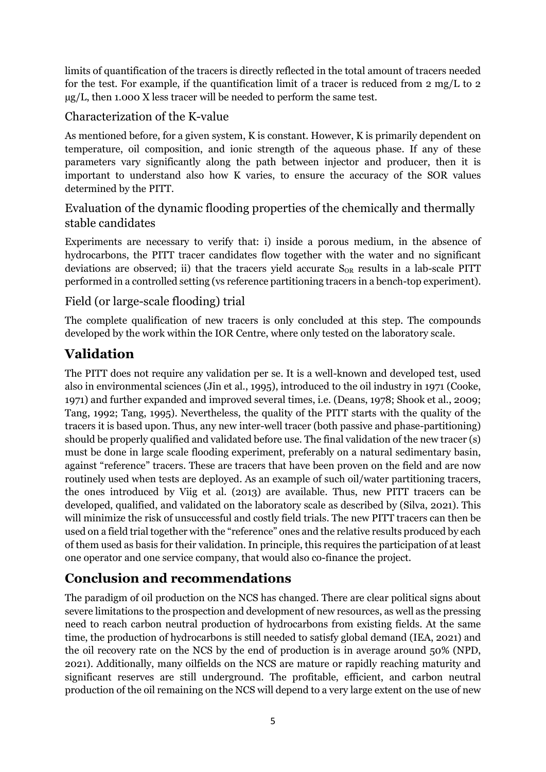limits of quantification of the tracers is directly reflected in the total amount of tracers needed for the test. For example, if the quantification limit of a tracer is reduced from 2 mg/L to 2 μg/L, then 1.000 X less tracer will be needed to perform the same test.

### Characterization of the K-value

As mentioned before, for a given system, K is constant. However, K is primarily dependent on temperature, oil composition, and ionic strength of the aqueous phase. If any of these parameters vary significantly along the path between injector and producer, then it is important to understand also how K varies, to ensure the accuracy of the SOR values determined by the PITT.

### Evaluation of the dynamic flooding properties of the chemically and thermally stable candidates

Experiments are necessary to verify that: i) inside a porous medium, in the absence of hydrocarbons, the PITT tracer candidates flow together with the water and no significant deviations are observed; ii) that the tracers yield accurate $S_{OR}$ results in a lab-scale PITT performed in a controlled setting (vs reference partitioning tracers in a bench-top experiment).

### Field (or large-scale flooding) trial

The complete qualification of new tracers is only concluded at this step. The compounds developed by the work within the IOR Centre, where only tested on the laboratory scale.

## Validation

The PITT does not require any validation per se. It is a well-known and developed test, used also in environmental sciences (Jin et al., 1995), introduced to the oil industry in 1971 (Cooke, 1971) and further expanded and improved several times, i.e. (Deans, 1978; Shook et al., 2009; Tang, 1992; Tang, 1995). Nevertheless, the quality of the PITT starts with the quality of the tracers it is based upon. Thus, any new inter-well tracer (both passive and phase-partitioning) should be properly qualified and validated before use. The final validation of the new tracer (s) must be done in large scale flooding experiment, preferably on a natural sedimentary basin, against "reference" tracers. These are tracers that have been proven on the field and are now routinely used when tests are deployed. As an example of such oil/water partitioning tracers, the ones introduced by Viig et al. (2013) are available. Thus, new PITT tracers can be developed, qualified, and validated on the laboratory scale as described by (Silva, 2021). This will minimize the risk of unsuccessful and costly field trials. The new PITT tracers can then be used on a field trial together with the "reference" ones and the relative results produced by each of them used as basis for their validation. In principle, this requires the participation of at least one operator and one service company, that would also co-finance the project.

## Conclusion and recommendations

The paradigm of oil production on the NCS has changed. There are clear political signs about severe limitations to the prospection and development of new resources, as well as the pressing need to reach carbon neutral production of hydrocarbons from existing fields. At the same time, the production of hydrocarbons is still needed to satisfy global demand (IEA, 2021) and the oil recovery rate on the NCS by the end of production is in average around 50% (NPD, 2021). Additionally, many oilfields on the NCS are mature or rapidly reaching maturity and significant reserves are still underground. The profitable, efficient, and carbon neutral production of the oil remaining on the NCS will depend to a very large extent on the use of new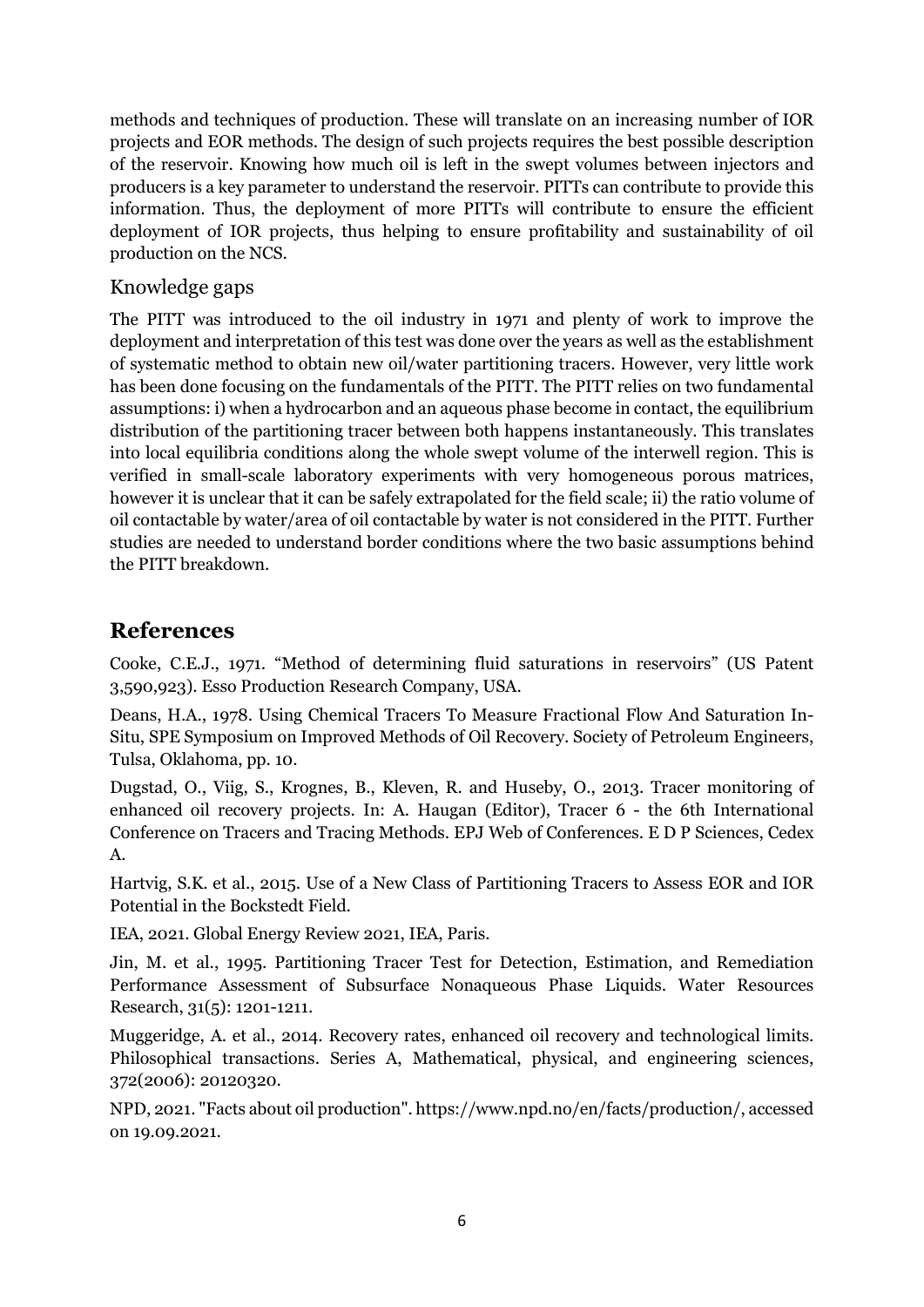methods and techniques of production. These will translate on an increasing number of IOR projects and EOR methods. The design of such projects requires the best possible description of the reservoir. Knowing how much oil is left in the swept volumes between injectors and producers is a key parameter to understand the reservoir. PITTs can contribute to provide this information. Thus, the deployment of more PITTs will contribute to ensure the efficient deployment of IOR projects, thus helping to ensure profitability and sustainability of oil production on the NCS.

### Knowledge gaps

The PITT was introduced to the oil industry in 1971 and plenty of work to improve the deployment and interpretation of this test was done over the years as well as the establishment of systematic method to obtain new oil/water partitioning tracers. However, very little work has been done focusing on the fundamentals of the PITT. The PITT relies on two fundamental assumptions: i) when a hydrocarbon and an aqueous phase become in contact, the equilibrium distribution of the partitioning tracer between both happens instantaneously. This translates into local equilibria conditions along the whole swept volume of the interwell region. This is verified in small-scale laboratory experiments with very homogeneous porous matrices, however it is unclear that it can be safely extrapolated for the field scale; ii) the ratio volume of oil contactable by water/area of oil contactable by water is not considered in the PITT. Further studies are needed to understand border conditions where the two basic assumptions behind the PITT breakdown.

## References

Cooke, C.E.J., 1971. "Method of determining fluid saturations in reservoirs" (US Patent 3,590,923). Esso Production Research Company, USA.

Deans, H.A., 1978. Using Chemical Tracers To Measure Fractional Flow And Saturation In-Situ, SPE Symposium on Improved Methods of Oil Recovery. Society of Petroleum Engineers, Tulsa, Oklahoma, pp. 10.

Dugstad, O., Viig, S., Krognes, B., Kleven, R. and Huseby, O., 2013. Tracer monitoring of enhanced oil recovery projects. In: A. Haugan (Editor), Tracer 6 - the 6th International Conference on Tracers and Tracing Methods. EPJ Web of Conferences. E D P Sciences, Cedex A.

Hartvig, S.K. et al., 2015. Use of a New Class of Partitioning Tracers to Assess EOR and IOR Potential in the Bockstedt Field.

IEA, 2021. Global Energy Review 2021, IEA, Paris.

Jin, M. et al., 1995. Partitioning Tracer Test for Detection, Estimation, and Remediation Performance Assessment of Subsurface Nonaqueous Phase Liquids. Water Resources Research, 31(5): 1201-1211.

Muggeridge, A. et al., 2014. Recovery rates, enhanced oil recovery and technological limits. Philosophical transactions. Series A, Mathematical, physical, and engineering sciences, 372(2006): 20120320.

NPD, 2021. "Facts about oil production". https://www.npd.no/en/facts/production/, accessed on 19.09.2021.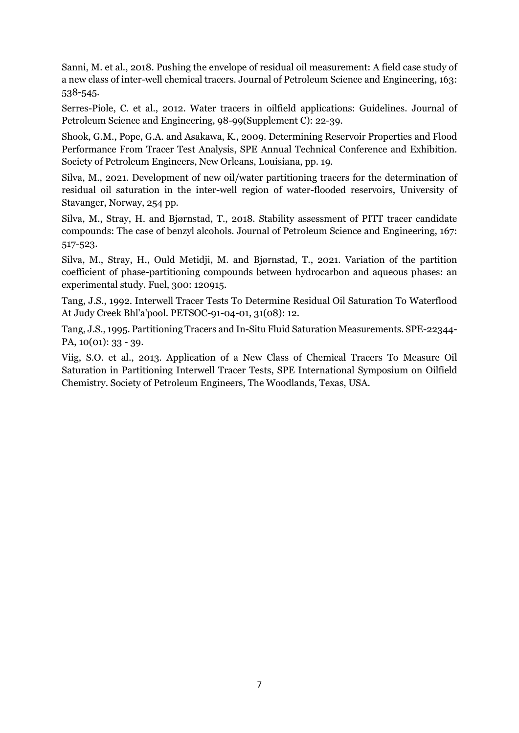Sanni, M. et al., 2018. Pushing the envelope of residual oil measurement: A field case study of a new class of inter-well chemical tracers. Journal of Petroleum Science and Engineering, 163: 538-545.

Serres-Piole, C. et al., 2012. Water tracers in oilfield applications: Guidelines. Journal of Petroleum Science and Engineering, 98-99(Supplement C): 22-39.

Shook, G.M., Pope, G.A. and Asakawa, K., 2009. Determining Reservoir Properties and Flood Performance From Tracer Test Analysis, SPE Annual Technical Conference and Exhibition. Society of Petroleum Engineers, New Orleans, Louisiana, pp. 19.

Silva, M., 2021. Development of new oil/water partitioning tracers for the determination of residual oil saturation in the inter-well region of water-flooded reservoirs, University of Stavanger, Norway, 254 pp.

Silva, M., Stray, H. and Bjørnstad, T., 2018. Stability assessment of PITT tracer candidate compounds: The case of benzyl alcohols. Journal of Petroleum Science and Engineering, 167: 517-523.

Silva, M., Stray, H., Ould Metidji, M. and Bjørnstad, T., 2021. Variation of the partition coefficient of phase-partitioning compounds between hydrocarbon and aqueous phases: an experimental study. Fuel, 300: 120915.

Tang, J.S., 1992. Interwell Tracer Tests To Determine Residual Oil Saturation To Waterflood At Judy Creek Bhl'a'pool. PETSOC-91-04-01, 31(08): 12.

Tang, J.S., 1995. Partitioning Tracers and In-Situ Fluid Saturation Measurements. SPE-22344-PA, 10(01): 33 - 39.

Viig, S.O. et al., 2013. Application of a New Class of Chemical Tracers To Measure Oil Saturation in Partitioning Interwell Tracer Tests, SPE International Symposium on Oilfield Chemistry. Society of Petroleum Engineers, The Woodlands, Texas, USA.